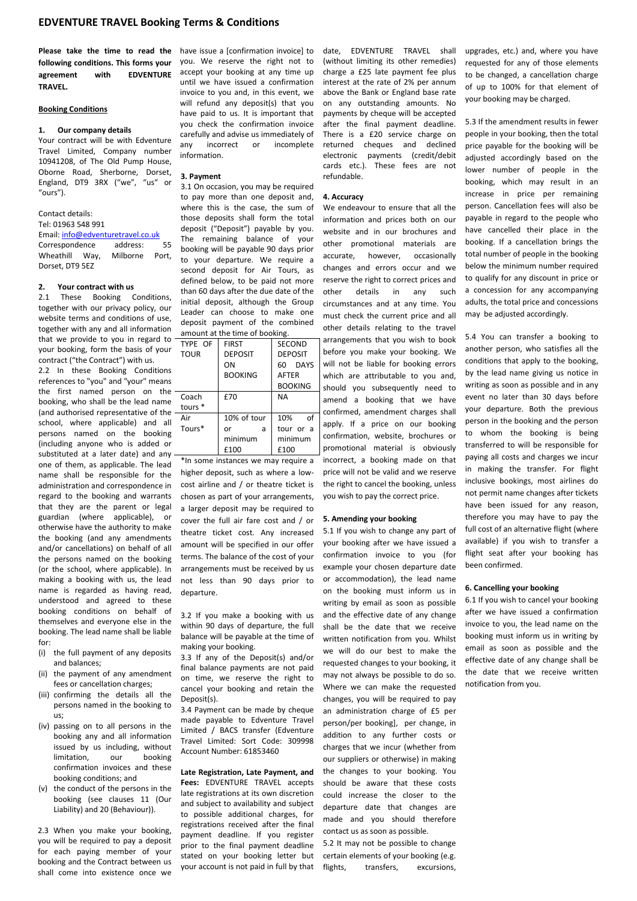# EDVENTURE TRAVEL Booking Terms & Conditions

**Please take the time to read the following conditions. This forms your agreement with EDVENTURE TRAVEL.**

**Booking Conditions**

### 1. Our company details

Your contract will be with Edventure Travel Limited, Company number 10941208, of The Old Pump House, Oborne Road, Sherborne, Dorset, England, DT9 3RX ("we", "us" or "ours").

Contact details:
Tel: 01963 548 991
Email: info@edventuretravel.co.uk
Correspondence address: 55 Wheathill Way, Milborne Port, Dorset, DT9 5EZ

### 2. Your contract with us

2.1 These Booking Conditions, together with our privacy policy, our website terms and conditions of use, together with any and all information that we provide to you in regard to your booking, form the basis of your contract ("the Contract") with us.

2.2 In these Booking Conditions references to "you" and "your" means the first named person on the booking, who shall be the lead name (and authorised representative of the school, where applicable) and all persons named on the booking (including anyone who is added or substituted at a later date) and any one of them, as applicable. The lead name shall be responsible for the administration and correspondence in regard to the booking and warrants that they are the parent or legal guardian (where applicable), or otherwise have the authority to make the booking (and any amendments and/or cancellations) on behalf of all the persons named on the booking (or the school, where applicable). In making a booking with us, the lead name is regarded as having read, understood and agreed to these booking conditions on behalf of themselves and everyone else in the booking. The lead name shall be liable for:

- (i) the full payment of any deposits and balances;
- (ii) the payment of any amendment fees or cancellation charges;
- (iii) confirming the details all the persons named in the booking to us;
- (iv) passing on to all persons in the booking any and all information issued by us including, without limitation, our booking confirmation invoices and these booking conditions; and
- (v) the conduct of the persons in the booking (see clauses 11 (Our Liability) and 20 (Behaviour)).

2.3 When you make your booking, you will be required to pay a deposit for each paying member of your booking and the Contract between us shall come into existence once we have issue a [confirmation invoice] to you. We reserve the right not to accept your booking at any time up until we have issued a confirmation invoice to you and, in this event, we will refund any deposit(s) that you have paid to us. It is important that you check the confirmation invoice carefully and advise us immediately of any incorrect or incomplete information.

### 3. Payment

3.1 On occasion, you may be required to pay more than one deposit and, where this is the case, the sum of those deposits shall form the total deposit ("Deposit") payable by you. The remaining balance of your booking will be payable 90 days prior to your departure. We require a second deposit for Air Tours, as defined below, to be paid not more than 60 days after the due date of the initial deposit, although the Group Leader can choose to make one deposit payment of the combined amount at the time of booking.

| TYPE OF TOUR | FIRST DEPOSIT ON BOOKING | SECOND DEPOSIT 60 DAYS AFTER BOOKING |
|---|---|---|
| Coach tours * | £70 | NA |
| Air Tours* | 10% of tour or a minimum £100 | 10% of tour or a minimum £100 |

*In some instances we may require a higher deposit, such as where a low-cost airline and / or theatre ticket is chosen as part of your arrangements, a larger deposit may be required to cover the full air fare cost and / or theatre ticket cost. Any increased amount will be specified in our offer terms. The balance of the cost of your arrangements must be received by us not less than 90 days prior to departure.

3.2 If you make a booking with us within 90 days of departure, the full balance will be payable at the time of making your booking.

3.3 If any of the Deposit(s) and/or final balance payments are not paid on time, we reserve the right to cancel your booking and retain the Deposit(s).

3.4 Payment can be made by cheque made payable to Edventure Travel Limited / BACS transfer (Edventure Travel Limited: Sort Code: 309998 Account Number: 61853460

**Late Registration, Late Payment, and Fees:** EDVENTURE TRAVEL accepts late registrations at its own discretion and subject to availability and subject to possible additional charges, for registrations received after the final payment deadline. If you register prior to the final payment deadline stated on your booking letter but your account is not paid in full by that date, EDVENTURE TRAVEL shall (without limiting its other remedies) charge a £25 late payment fee plus interest at the rate of 2% per annum above the Bank or England base rate on any outstanding amounts. No payments by cheque will be accepted after the final payment deadline. There is a £20 service charge on returned cheques and declined electronic payments (credit/debit cards etc.). These fees are not refundable.

### 4. Accuracy

We endeavour to ensure that all the information and prices both on our website and in our brochures and other promotional materials are accurate, however, occasionally changes and errors occur and we reserve the right to correct prices and other details in any such circumstances and at any time. You must check the current price and all other details relating to the travel arrangements that you wish to book before you make your booking. We will not be liable for booking errors which are attributable to you and, should you subsequently need to amend a booking that we have confirmed, amendment charges shall apply. If a price on our booking confirmation, website, brochures or promotional material is obviously incorrect, a booking made on that price will not be valid and we reserve the right to cancel the booking, unless you wish to pay the correct price.

### 5. Amending your booking

5.1 If you wish to change any part of your booking after we have issued a confirmation invoice to you (for example your chosen departure date or accommodation), the lead name on the booking must inform us in writing by email as soon as possible and the effective date of any change shall be the date that we receive written notification from you. Whilst we will do our best to make the requested changes to your booking, it may not always be possible to do so. Where we can make the requested changes, you will be required to pay an administration charge of £5 per person/per booking], per change, in addition to any further costs or charges that we incur (whether from our suppliers or otherwise) in making the changes to your booking. You should be aware that these costs could increase the closer to the departure date that changes are made and you should therefore contact us as soon as possible.

5.2 It may not be possible to change certain elements of your booking (e.g. flights, transfers, excursions, upgrades, etc.) and, where you have requested for any of those elements to be changed, a cancellation charge of up to 100% for that element of your booking may be charged.

5.3 If the amendment results in fewer people in your booking, then the total price payable for the booking will be adjusted accordingly based on the lower number of people in the booking, which may result in an increase in price per remaining person. Cancellation fees will also be payable in regard to the people who have cancelled their place in the booking. If a cancellation brings the total number of people in the booking below the minimum number required to qualify for any discount in price or a concession for any accompanying adults, the total price and concessions may be adjusted accordingly.

5.4 You can transfer a booking to another person, who satisfies all the conditions that apply to the booking, by the lead name giving us notice in writing as soon as possible and in any event no later than 30 days before your departure. Both the previous person in the booking and the person to whom the booking is being transferred to will be responsible for paying all costs and charges we incur in making the transfer. For flight inclusive bookings, most airlines do not permit name changes after tickets have been issued for any reason, therefore you may have to pay the full cost of an alternative flight (where available) if you wish to transfer a flight seat after your booking has been confirmed.

### 6. Cancelling your booking

6.1 If you wish to cancel your booking after we have issued a confirmation invoice to you, the lead name on the booking must inform us in writing by email as soon as possible and the effective date of any change shall be the date that we receive written notification from you.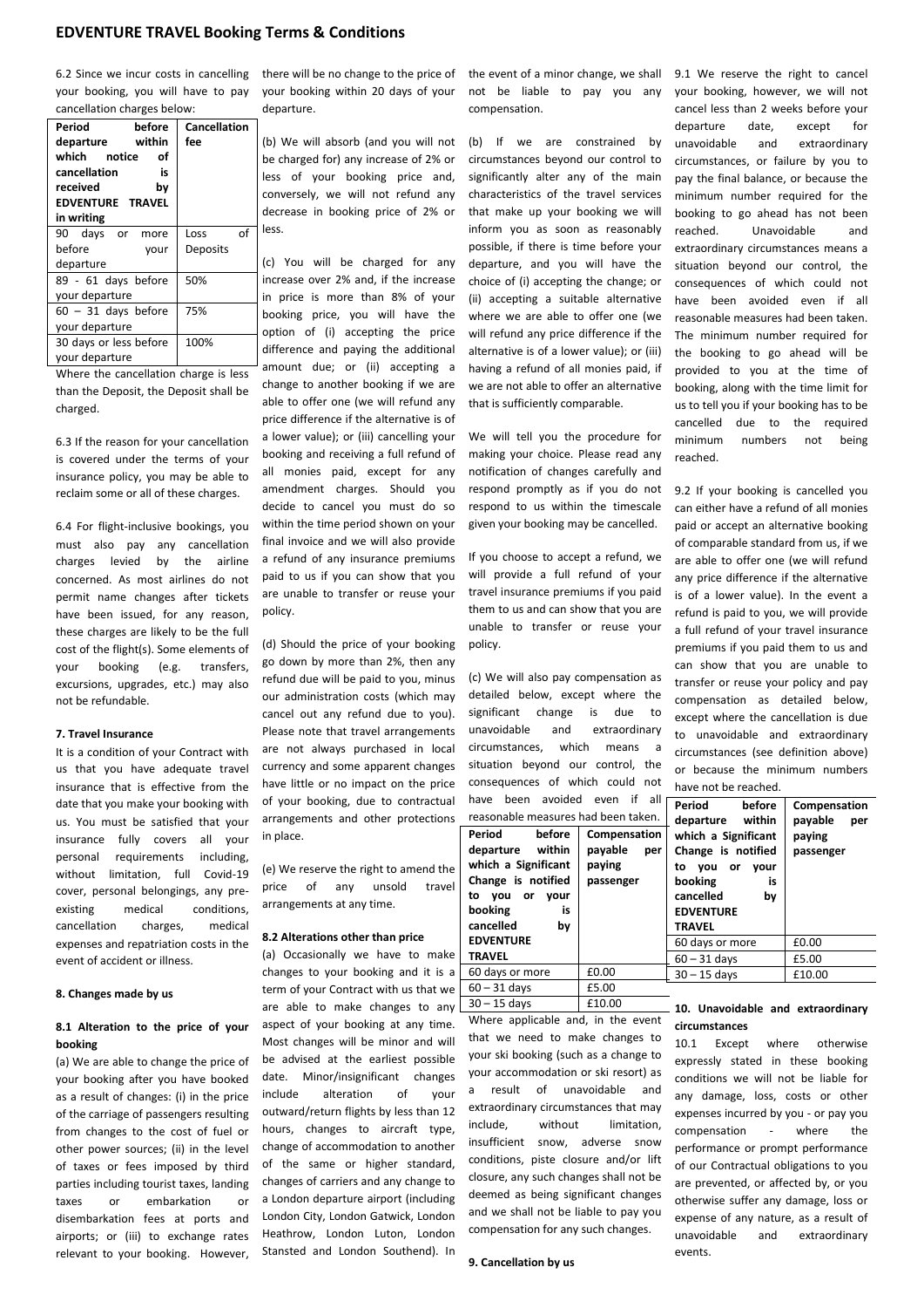6.2 Since we incur costs in cancelling your booking, you will have to pay cancellation charges below:

| Period before departure within which notice of cancellation is received by EDVENTURE TRAVEL in writing | Cancellation fee |
|---|---|
| 90 days or more before your departure | Loss of Deposits |
| 89 - 61 days before your departure | 50% |
| 60 – 31 days before your departure | 75% |
| 30 days or less before your departure | 100% |

Where the cancellation charge is less than the Deposit, the Deposit shall be charged.

6.3 If the reason for your cancellation is covered under the terms of your insurance policy, you may be able to reclaim some or all of these charges.

6.4 For flight-inclusive bookings, you must also pay any cancellation charges levied by the airline concerned. As most airlines do not permit name changes after tickets have been issued, for any reason, these charges are likely to be the full cost of the flight(s). Some elements of your booking (e.g. transfers, excursions, upgrades, etc.) may also not be refundable.

**7. Travel Insurance**

It is a condition of your Contract with us that you have adequate travel insurance that is effective from the date that you make your booking with us. You must be satisfied that your insurance fully covers all your personal requirements including, without limitation, full Covid-19 cover, personal belongings, any pre-existing medical conditions, cancellation charges, medical expenses and repatriation costs in the event of accident or illness.

**8. Changes made by us**

**8.1 Alteration to the price of your booking**

(a) We are able to change the price of your booking after you have booked as a result of changes: (i) in the price of the carriage of passengers resulting from changes to the cost of fuel or other power sources; (ii) in the level of taxes or fees imposed by third parties including tourist taxes, landing taxes or embarkation or disembarkation fees at ports and airports; or (iii) to exchange rates relevant to your booking. However, there will be no change to the price of your booking within 20 days of your departure.

(b) We will absorb (and you will not be charged for) any increase of 2% or less of your booking price and, conversely, we will not refund any decrease in booking price of 2% or less.

(c) You will be charged for any increase over 2% and, if the increase in price is more than 8% of your booking price, you will have the option of (i) accepting the price difference and paying the additional amount due; or (ii) accepting a change to another booking if we are able to offer one (we will refund any price difference if the alternative is of a lower value); or (iii) cancelling your booking and receiving a full refund of all monies paid, except for any amendment charges. Should you decide to cancel you must do so within the time period shown on your final invoice and we will also provide a refund of any insurance premiums paid to us if you can show that you are unable to transfer or reuse your policy.

(d) Should the price of your booking go down by more than 2%, then any refund due will be paid to you, minus our administration costs (which may cancel out any refund due to you). Please note that travel arrangements are not always purchased in local currency and some apparent changes have little or no impact on the price of your booking, due to contractual arrangements and other protections in place.

(e) We reserve the right to amend the price of any unsold travel arrangements at any time.

**8.2 Alterations other than price**

(a) Occasionally we have to make changes to your booking and it is a term of your Contract with us that we are able to make changes to any aspect of your booking at any time. Most changes will be minor and will be advised at the earliest possible date. Minor/insignificant changes include alteration of your outward/return flights by less than 12 hours, changes to aircraft type, change of accommodation to another of the same or higher standard, changes of carriers and any change to a London departure airport (including London City, London Gatwick, London Heathrow, London Luton, London Stansted and London Southend). In the event of a minor change, we shall not be liable to pay you any compensation.

(b) If we are constrained by circumstances beyond our control to significantly alter any of the main characteristics of the travel services that make up your booking we will inform you as soon as reasonably possible, if there is time before your departure, and you will have the choice of (i) accepting the change; or (ii) accepting a suitable alternative where we are able to offer one (we will refund any price difference if the alternative is of a lower value); or (iii) having a refund of all monies paid, if we are not able to offer an alternative that is sufficiently comparable.

We will tell you the procedure for making your choice. Please read any notification of changes carefully and respond promptly as if you do not respond to us within the timescale given your booking may be cancelled.

If you choose to accept a refund, we will provide a full refund of your travel insurance premiums if you paid them to us and can show that you are unable to transfer or reuse your policy.

(c) We will also pay compensation as detailed below, except where the significant change is due to unavoidable and extraordinary circumstances, which means a situation beyond our control, the consequences of which could not have been avoided even if all reasonable measures had been taken.

| Period before departure within which a Significant Change is notified to you or your booking is cancelled by EDVENTURE TRAVEL | Compensation payable per paying passenger |
|---|---|
| 60 days or more | £0.00 |
| 60 – 31 days | £5.00 |
| 30 – 15 days | £10.00 |

Where applicable and, in the event that we need to make changes to your ski booking (such as a change to your accommodation or ski resort) as a result of unavoidable and extraordinary circumstances that may include, without limitation, insufficient snow, adverse snow conditions, piste closure and/or lift closure, any such changes shall not be deemed as being significant changes and we shall not be liable to pay you compensation for any such changes.

**9. Cancellation by us**

9.1 We reserve the right to cancel your booking, however, we will not cancel less than 2 weeks before your departure date, except for unavoidable and extraordinary circumstances, or failure by you to pay the final balance, or because the minimum number required for the booking to go ahead has not been reached. Unavoidable and extraordinary circumstances means a situation beyond our control, the consequences of which could not have been avoided even if all reasonable measures had been taken. The minimum number required for the booking to go ahead will be provided to you at the time of booking, along with the time limit for us to tell you if your booking has to be cancelled due to the required minimum numbers not being reached.

9.2 If your booking is cancelled you can either have a refund of all monies paid or accept an alternative booking of comparable standard from us, if we are able to offer one (we will refund any price difference if the alternative is of a lower value). In the event a refund is paid to you, we will provide a full refund of your travel insurance premiums if you paid them to us and can show that you are unable to transfer or reuse your policy and pay compensation as detailed below, except where the cancellation is due to unavoidable and extraordinary circumstances (see definition above) or because the minimum numbers have not be reached.

| Period before departure within which a Significant Change is notified to you or your booking is cancelled by EDVENTURE TRAVEL | Compensation payable per paying passenger |
|---|---|
| 60 days or more | £0.00 |
| 60 – 31 days | £5.00 |
| 30 – 15 days | £10.00 |

**10. Unavoidable and extraordinary circumstances**

10.1 Except where otherwise expressly stated in these booking conditions we will not be liable for any damage, loss, costs or other expenses incurred by you - or pay you compensation - where the performance or prompt performance of our Contractual obligations to you are prevented, or affected by, or you otherwise suffer any damage, loss or expense of any nature, as a result of unavoidable and extraordinary events.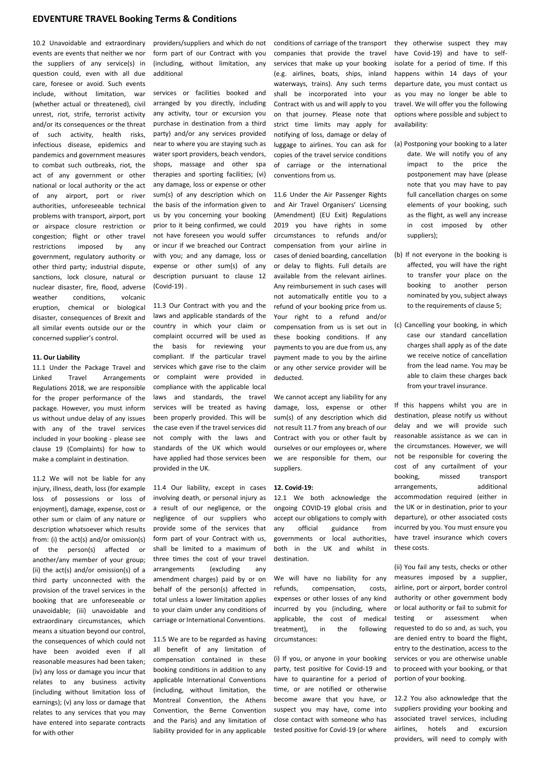10.2 Unavoidable and extraordinary events are events that neither we nor the suppliers of any service(s) in question could, even with all due care, foresee or avoid. Such events include, without limitation, war (whether actual or threatened), civil unrest, riot, strife, terrorist activity and/or its consequences or the threat of such activity, health risks, infectious disease, epidemics and pandemics and government measures to combat such outbreaks, riot, the act of any government or other national or local authority or the act of any airport, port or river authorities, unforeseeable technical problems with transport, airport, port or airspace closure restriction or congestion; flight or other travel restrictions imposed by any government, regulatory authority or other third party; industrial dispute, sanctions, lock closure, natural or nuclear disaster, fire, flood, adverse weather conditions, volcanic eruption, chemical or biological disaster, consequences of Brexit and all similar events outside our or the concerned supplier's control.

**11. Our Liability**

11.1 Under the Package Travel and Linked Travel Arrangements Regulations 2018, we are responsible for the proper performance of the package. However, you must inform us without undue delay of any issues with any of the travel services included in your booking - please see clause 19 (Complaints) for how to make a complaint in destination.

11.2 We will not be liable for any injury, illness, death, loss (for example loss of possessions or loss of enjoyment), damage, expense, cost or other sum or claim of any nature or description whatsoever which results from: (i) the act(s) and/or omission(s) of the person(s) affected or another/any member of your group; (ii) the act(s) and/or omission(s) of a third party unconnected with the provision of the travel services in the booking that are unforeseeable or unavoidable; (iii) unavoidable and extraordinary circumstances, which means a situation beyond our control, the consequences of which could not have been avoided even if all reasonable measures had been taken; (iv) any loss or damage you incur that relates to any business activity (including without limitation loss of earnings); (v) any loss or damage that relates to any services that you may have entered into separate contracts for with other providers/suppliers and which do not form part of our Contract with you (including, without limitation, any additional

services or facilities booked and arranged by you directly, including any activity, tour or excursion you purchase in destination from a third party) and/or any services provided near to where you are staying such as water sport providers, beach vendors, shops, massage and other spa therapies and sporting facilities; (vi) any damage, loss or expense or other sum(s) of any description which on the basis of the information given to us by you concerning your booking prior to it being confirmed, we could not have foreseen you would suffer or incur if we breached our Contract with you; and any damage, loss or expense or other sum(s) of any description pursuant to clause 12 (Covid-19) .

11.3 Our Contract with you and the laws and applicable standards of the country in which your claim or complaint occurred will be used as the basis for reviewing your compliant. If the particular travel services which gave rise to the claim or complaint were provided in compliance with the applicable local laws and standards, the travel services will be treated as having been properly provided. This will be the case even if the travel services did not comply with the laws and standards of the UK which would have applied had those services been provided in the UK.

11.4 Our liability, except in cases involving death, or personal injury as a result of our negligence, or the negligence of our suppliers who provide some of the services that form part of your Contract with us, shall be limited to a maximum of three times the cost of your travel arrangements (excluding any amendment charges) paid by or on behalf of the person(s) affected in total unless a lower limitation applies to your claim under any conditions of carriage or International Conventions.

11.5 We are to be regarded as having all benefit of any limitation of compensation contained in these booking conditions in addition to any applicable International Conventions (including, without limitation, the Montreal Convention, the Athens Convention, the Berne Convention and the Paris) and any limitation of liability provided for in any applicable conditions of carriage of the transport companies that provide the travel services that make up your booking (e.g. airlines, boats, ships, inland waterways, trains). Any such terms shall be incorporated into your Contract with us and will apply to you on that journey. Please note that strict time limits may apply for notifying of loss, damage or delay of luggage to airlines. You can ask for copies of the travel service conditions of carriage or the international conventions from us.

11.6 Under the Air Passenger Rights and Air Travel Organisers' Licensing (Amendment) (EU Exit) Regulations 2019 you have rights in some circumstances to refunds and/or compensation from your airline in cases of denied boarding, cancellation or delay to flights. Full details are available from the relevant airlines. Any reimbursement in such cases will not automatically entitle you to a refund of your booking price from us. Your right to a refund and/or compensation from us is set out in these booking conditions. If any payments to you are due from us, any payment made to you by the airline or any other service provider will be deducted.

We cannot accept any liability for any damage, loss, expense or other sum(s) of any description which did not result 11.7 from any breach of our Contract with you or other fault by ourselves or our employees or, where we are responsible for them, our suppliers.

**12. Covid-19:**

12.1 We both acknowledge the ongoing COVID-19 global crisis and accept our obligations to comply with any official guidance from governments or local authorities, both in the UK and whilst in destination.

We will have no liability for any refunds, compensation, costs, expenses or other losses of any kind incurred by you (including, where applicable, the cost of medical treatment), in the following circumstances:

(i) If you, or anyone in your booking party, test positive for Covid-19 and have to quarantine for a period of time, or are notified or otherwise become aware that you have, or suspect you may have, come into close contact with someone who has tested positive for Covid-19 (or where they otherwise suspect they may have Covid-19) and have to self-isolate for a period of time. If this happens within 14 days of your departure date, you must contact us as you may no longer be able to travel. We will offer you the following options where possible and subject to availability:

(a) Postponing your booking to a later date. We will notify you of any impact to the price the postponement may have (please note that you may have to pay full cancellation charges on some elements of your booking, such as the flight, as well any increase in cost imposed by other suppliers);

(b) If not everyone in the booking is affected, you will have the right to transfer your place on the booking to another person nominated by you, subject always to the requirements of clause 5;

(c) Cancelling your booking, in which case our standard cancellation charges shall apply as of the date we receive notice of cancellation from the lead name. You may be able to claim these charges back from your travel insurance.

If this happens whilst you are in destination, please notify us without delay and we will provide such reasonable assistance as we can in the circumstances. However, we will not be responsible for covering the cost of any curtailment of your booking, missed transport arrangements, additional accommodation required (either in the UK or in destination, prior to your departure), or other associated costs incurred by you. You must ensure you have travel insurance which covers these costs.

(ii) You fail any tests, checks or other measures imposed by a supplier, airline, port or airport, border control authority or other government body or local authority or fail to submit for testing or assessment when requested to do so and, as such, you are denied entry to board the flight, entry to the destination, access to the services or you are otherwise unable to proceed with your booking, or that portion of your booking.

12.2 You also acknowledge that the suppliers providing your booking and associated travel services, including airlines, hotels and excursion providers, will need to comply with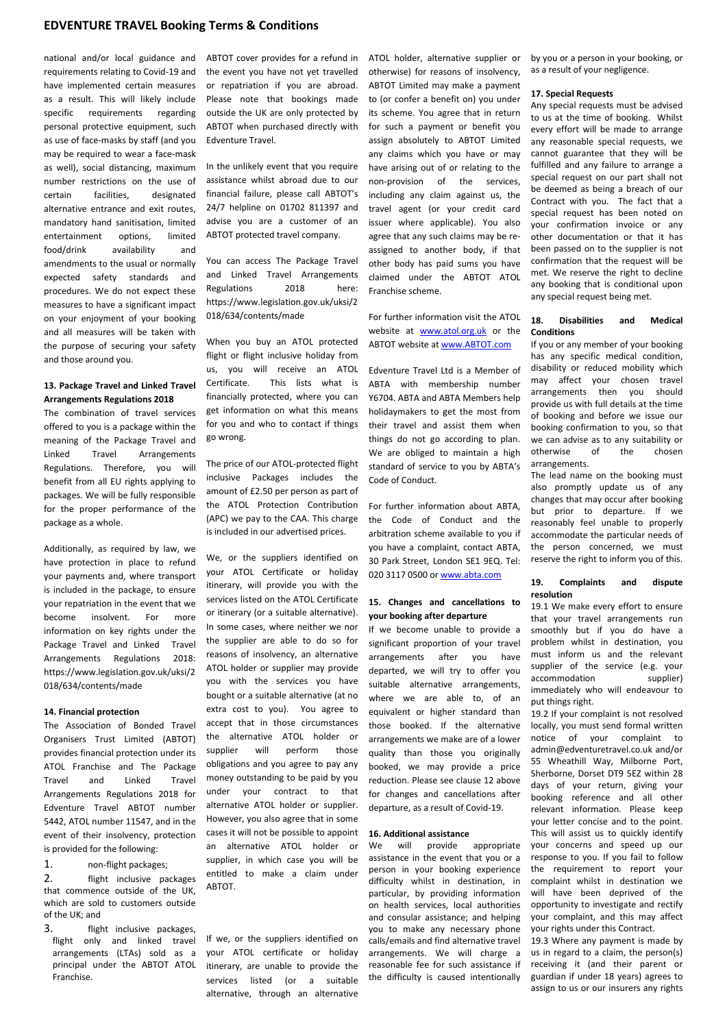national and/or local guidance and requirements relating to Covid-19 and have implemented certain measures as a result. This will likely include specific requirements regarding personal protective equipment, such as use of face-masks by staff (and you may be required to wear a face-mask as well), social distancing, maximum number restrictions on the use of certain facilities, designated alternative entrance and exit routes, mandatory hand sanitisation, limited entertainment options, limited food/drink availability and amendments to the usual or normally expected safety standards and procedures. We do not expect these measures to have a significant impact on your enjoyment of your booking and all measures will be taken with the purpose of securing your safety and those around you.

**13. Package Travel and Linked Travel Arrangements Regulations 2018**

The combination of travel services offered to you is a package within the meaning of the Package Travel and Linked Travel Arrangements Regulations. Therefore, you will benefit from all EU rights applying to packages. We will be fully responsible for the proper performance of the package as a whole.

Additionally, as required by law, we have protection in place to refund your payments and, where transport is included in the package, to ensure your repatriation in the event that we become insolvent. For more information on key rights under the Package Travel and Linked Travel Arrangements Regulations 2018: https://www.legislation.gov.uk/uksi/2018/634/contents/made

**14. Financial protection**

The Association of Bonded Travel Organisers Trust Limited (ABTOT) provides financial protection under its ATOL Franchise and The Package Travel and Linked Travel Arrangements Regulations 2018 for Edventure Travel ABTOT number 5442, ATOL number 11547, and in the event of their insolvency, protection is provided for the following:

1. non-flight packages;
2. flight inclusive packages that commence outside of the UK, which are sold to customers outside of the UK; and
3. flight inclusive packages, flight only and linked travel arrangements (LTAs) sold as a principal under the ABTOT ATOL Franchise.

ABTOT cover provides for a refund in the event you have not yet travelled or repatriation if you are abroad. Please note that bookings made outside the UK are only protected by ABTOT when purchased directly with Edventure Travel.

In the unlikely event that you require assistance whilst abroad due to our financial failure, please call ABTOT's 24/7 helpline on 01702 811397 and advise you are a customer of an ABTOT protected travel company.

You can access The Package Travel and Linked Travel Arrangements Regulations 2018 here: https://www.legislation.gov.uk/uksi/2018/634/contents/made

When you buy an ATOL protected flight or flight inclusive holiday from us, you will receive an ATOL Certificate. This lists what is financially protected, where you can get information on what this means for you and who to contact if things go wrong.

The price of our ATOL-protected flight inclusive Packages includes the amount of £2.50 per person as part of the ATOL Protection Contribution (APC) we pay to the CAA. This charge is included in our advertised prices.

We, or the suppliers identified on your ATOL Certificate or holiday itinerary, will provide you with the services listed on the ATOL Certificate or itinerary (or a suitable alternative). In some cases, where neither we nor the supplier are able to do so for reasons of insolvency, an alternative ATOL holder or supplier may provide you with the services you have bought or a suitable alternative (at no extra cost to you). You agree to accept that in those circumstances the alternative ATOL holder or supplier will perform those obligations and you agree to pay any money outstanding to be paid by you under your contract to that alternative ATOL holder or supplier. However, you also agree that in some cases it will not be possible to appoint an alternative ATOL holder or supplier, in which case you will be entitled to make a claim under ABTOT.

If we, or the suppliers identified on your ATOL certificate or holiday itinerary, are unable to provide the services listed (or a suitable alternative, through an alternative ATOL holder, alternative supplier or otherwise) for reasons of insolvency, ABTOT Limited may make a payment to (or confer a benefit on) you under its scheme. You agree that in return for such a payment or benefit you assign absolutely to ABTOT Limited any claims which you have or may have arising out of or relating to the non-provision of the services, including any claim against us, the travel agent (or your credit card issuer where applicable). You also agree that any such claims may be re-assigned to another body, if that other body has paid sums you have claimed under the ABTOT ATOL Franchise scheme.

For further information visit the ATOL website at www.atol.org.uk or the ABTOT website at www.ABTOT.com

Edventure Travel Ltd is a Member of ABTA with membership number Y6704. ABTA and ABTA Members help holidaymakers to get the most from their travel and assist them when things do not go according to plan. We are obliged to maintain a high standard of service to you by ABTA's Code of Conduct.

For further information about ABTA, the Code of Conduct and the arbitration scheme available to you if you have a complaint, contact ABTA, 30 Park Street, London SE1 9EQ. Tel: 020 3117 0500 or www.abta.com

**15. Changes and cancellations to your booking after departure**

If we become unable to provide a significant proportion of your travel arrangements after you have departed, we will try to offer you suitable alternative arrangements, where we are able to, of an equivalent or higher standard than those booked. If the alternative arrangements we make are of a lower quality than those you originally booked, we may provide a price reduction. Please see clause 12 above for changes and cancellations after departure, as a result of Covid-19.

**16. Additional assistance**

We will provide appropriate assistance in the event that you or a person in your booking experience difficulty whilst in destination, in particular, by providing information on health services, local authorities and consular assistance; and helping you to make any necessary phone calls/emails and find alternative travel arrangements. We will charge a reasonable fee for such assistance if the difficulty is caused intentionally by you or a person in your booking, or as a result of your negligence.

**17. Special Requests**

Any special requests must be advised to us at the time of booking. Whilst every effort will be made to arrange any reasonable special requests, we cannot guarantee that they will be fulfilled and any failure to arrange a special request on our part shall not be deemed as being a breach of our Contract with you. The fact that a special request has been noted on your confirmation invoice or any other documentation or that it has been passed on to the supplier is not confirmation that the request will be met. We reserve the right to decline any booking that is conditional upon any special request being met.

**18. Disabilities and Medical Conditions**

If you or any member of your booking has any specific medical condition, disability or reduced mobility which may affect your chosen travel arrangements then you should provide us with full details at the time of booking and before we issue our booking confirmation to you, so that we can advise as to any suitability or otherwise of the chosen arrangements.

The lead name on the booking must also promptly update us of any changes that may occur after booking but prior to departure. If we reasonably feel unable to properly accommodate the particular needs of the person concerned, we must reserve the right to inform you of this.

**19. Complaints and dispute resolution**

19.1 We make every effort to ensure that your travel arrangements run smoothly but if you do have a problem whilst in destination, you must inform us and the relevant supplier of the service (e.g. your accommodation supplier) immediately who will endeavour to put things right.

19.2 If your complaint is not resolved locally, you must send formal written notice of your complaint to admin@edventuretravel.co.uk and/or 55 Wheathill Way, Milborne Port, Sherborne, Dorset DT9 5EZ within 28 days of your return, giving your booking reference and all other relevant information. Please keep your letter concise and to the point. This will assist us to quickly identify your concerns and speed up our response to you. If you fail to follow the requirement to report your complaint whilst in destination we will have been deprived of the opportunity to investigate and rectify your complaint, and this may affect your rights under this Contract.

19.3 Where any payment is made by us in regard to a claim, the person(s) receiving it (and their parent or guardian if under 18 years) agrees to assign to us or our insurers any rights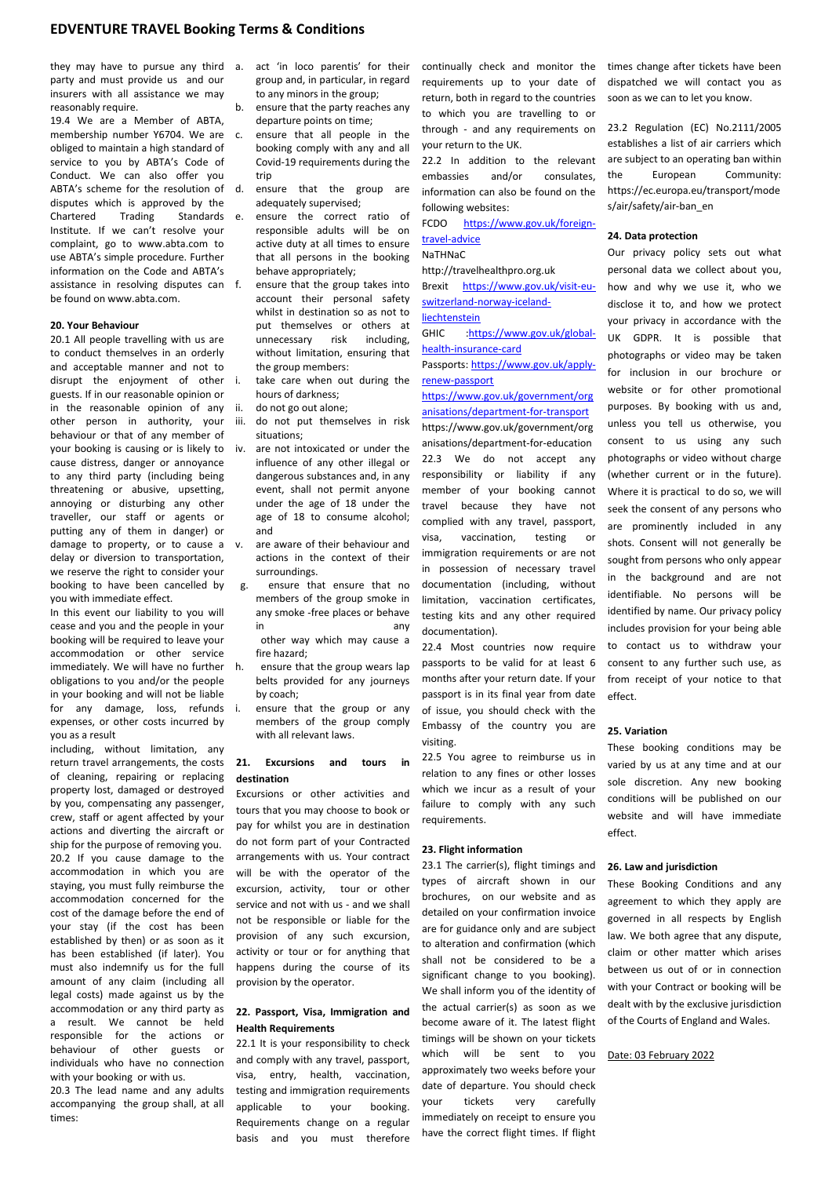they may have to pursue any third party and must provide us and our insurers with all assistance we may reasonably require.

19.4 We are a Member of ABTA, membership number Y6704. We are obliged to maintain a high standard of service to you by ABTA's Code of Conduct. We can also offer you ABTA's scheme for the resolution of disputes which is approved by the Chartered Trading Standards Institute. If we can't resolve your complaint, go to www.abta.com to use ABTA's simple procedure. Further information on the Code and ABTA's assistance in resolving disputes can be found on www.abta.com.

#### 20. Your Behaviour

20.1 All people travelling with us are to conduct themselves in an orderly and acceptable manner and not to disrupt the enjoyment of other guests. If in our reasonable opinion or in the reasonable opinion of any other person in authority, your behaviour or that of any member of your booking is causing or is likely to cause distress, danger or annoyance to any third party (including being threatening or abusive, upsetting, annoying or disturbing any other traveller, our staff or agents or putting any of them in danger) or damage to property, or to cause a delay or diversion to transportation, we reserve the right to consider your booking to have been cancelled by you with immediate effect.

In this event our liability to you will cease and you and the people in your booking will be required to leave your accommodation or other service immediately. We will have no further obligations to you and/or the people in your booking and will not be liable for any damage, loss, refunds expenses, or other costs incurred by you as a result

including, without limitation, any return travel arrangements, the costs of cleaning, repairing or replacing property lost, damaged or destroyed by you, compensating any passenger, crew, staff or agent affected by your actions and diverting the aircraft or ship for the purpose of removing you.

20.2 If you cause damage to the accommodation in which you are staying, you must fully reimburse the accommodation concerned for the cost of the damage before the end of your stay (if the cost has been established by then) or as soon as it has been established (if later). You must also indemnify us for the full amount of any claim (including all legal costs) made against us by the accommodation or any third party as a result. We cannot be held responsible for the actions and behaviour of other guests or individuals who have no connection with your booking or with us.

20.3 The lead name and any adults accompanying the group shall, at all times:

a. act 'in loco parentis' for their group and, in particular, in regard to any minors in the group;
b. ensure that the party reaches any departure points on time;
c. ensure that all people in the booking comply with any and all Covid-19 requirements during the trip
d. ensure that the group are adequately supervised;
e. ensure the correct ratio of responsible adults will be on active duty at all times to ensure that all persons in the booking behave appropriately;
f. ensure that the group takes into account their personal safety whilst in destination so as not to put themselves or others at unnecessary risk including, without limitation, ensuring that the group members:
   i. take care when out during the hours of darkness;
   ii. do not go out alone;
   iii. do not put themselves in risk situations;
   iv. are not intoxicated or under the influence of any other illegal or dangerous substances and, in any event, shall not permit anyone under the age of 18 under the age of 18 to consume alcohol; and
   v. are aware of their behaviour and actions in the context of their surroundings.
g. ensure that ensure that no members of the group smoke in any smoke -free places or behave in any other way which may cause a fire hazard;
h. ensure that the group wears lap belts provided for any journeys by coach;
i. ensure that the group or any members of the group comply with all relevant laws.

#### 21. Excursions and tours in destination

Excursions or other activities and tours that you may choose to book or pay for whilst you are in destination do not form part of your Contracted arrangements with us. Your contract will be with the operator of the excursion, activity, tour or other service and not with us - and we shall not be responsible or liable for the provision of any such excursion, activity or tour or for anything that happens during the course of its provision by the operator.

#### 22. Passport, Visa, Immigration and Health Requirements

22.1 It is your responsibility to check and comply with any travel, passport, visa, entry, health, vaccination, testing and immigration requirements applicable to your booking. Requirements change on a regular basis and you must therefore continually check and monitor the requirements up to your date of return, both in regard to the countries to which you are travelling to or through - and any requirements on your return to the UK.

22.2 In addition to the relevant embassies and/or consulates, information can also be found on the following websites:

FCDO https://www.gov.uk/foreign-travel-advice

NaTHNaC

http://travelhealthpro.org.uk

Brexit https://www.gov.uk/visit-eu-switzerland-norway-iceland-liechtenstein

GHIC :https://www.gov.uk/global-health-insurance-card

Passports: https://www.gov.uk/apply-renew-passport

https://www.gov.uk/government/organisations/department-for-transport

https://www.gov.uk/government/organisations/department-for-education

22.3 We do not accept any responsibility or liability if any member of your booking cannot travel because they have not complied with any travel, passport, visa, vaccination, testing or immigration requirements or are not in possession of necessary travel documentation (including, without limitation, vaccination certificates, testing kits and any other required documentation).

22.4 Most countries now require passports to be valid for at least 6 months after your return date. If your passport is in its final year from date of issue, you should check with the Embassy of the country you are visiting.

22.5 You agree to reimburse us in relation to any fines or other losses which we incur as a result of your failure to comply with any such requirements.

#### 23. Flight information

23.1 The carrier(s), flight timings and types of aircraft shown in our brochures, on our website and as detailed on your confirmation invoice are for guidance only and are subject to alteration and confirmation (which shall not be considered to be a significant change to you booking). We shall inform you of the identity of the actual carrier(s) as soon as we become aware of it. The latest flight timings will be shown on your tickets which will be sent to you approximately two weeks before your date of departure. You should check your tickets very carefully immediately on receipt to ensure you have the correct flight times. If flight times change after tickets have been dispatched we will contact you as soon as we can to let you know.

23.2 Regulation (EC) No.2111/2005 establishes a list of air carriers which are subject to an operating ban within the European Community: https://ec.europa.eu/transport/modes/air/safety/air-ban_en

#### 24. Data protection

Our privacy policy sets out what personal data we collect about you, how and why we use it, who we disclose it to, and how we protect your privacy in accordance with the UK GDPR. It is possible that photographs or video may be taken for inclusion in our brochure or website or for other promotional purposes. By booking with us and, unless you tell us otherwise, you consent to us using any such photographs or video without charge (whether current or in the future). Where it is practical to do so, we will seek the consent of any persons who are prominently included in any shots. Consent will not generally be sought from persons who only appear in the background and are not identifiable. No persons will be identified by name. Our privacy policy includes provision for your being able to contact us to withdraw your consent to any further such use, as from receipt of your notice to that effect.

#### 25. Variation

These booking conditions may be varied by us at any time and at our sole discretion. Any new booking conditions will be published on our website and will have immediate effect.

#### 26. Law and jurisdiction

These Booking Conditions and any agreement to which they apply are governed in all respects by English law. We both agree that any dispute, claim or other matter which arises between us out of or in connection with your Contract or booking will be dealt with by the exclusive jurisdiction of the Courts of England and Wales.

Date: 03 February 2022